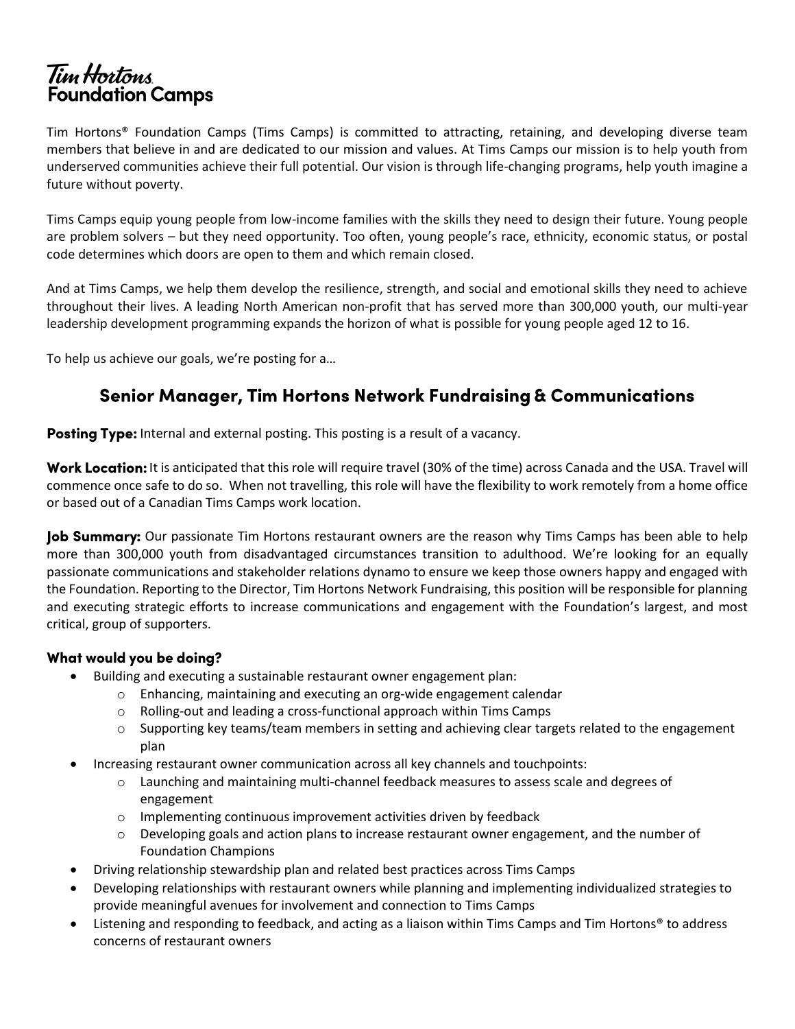# Tim Hortons Foundation Camps

Tim Hortons® Foundation Camps (Tims Camps) is committed to attracting, retaining, and developing diverse team members that believe in and are dedicated to our mission and values. At Tims Camps our mission is to help youth from underserved communities achieve their full potential. Our vision is through life-changing programs, help youth imagine a future without poverty.

Tims Camps equip young people from low-income families with the skills they need to design their future. Young people are problem solvers – but they need opportunity. Too often, young people's race, ethnicity, economic status, or postal code determines which doors are open to them and which remain closed.

And at Tims Camps, we help them develop the resilience, strength, and social and emotional skills they need to achieve throughout their lives. A leading North American non-profit that has served more than 300,000 youth, our multi-year leadership development programming expands the horizon of what is possible for young people aged 12 to 16.

To help us achieve our goals, we're posting for a…

## Senior Manager, Tim Hortons Network Fundraising & Communications

**Posting Type:** Internal and external posting. This posting is a result of a vacancy.

**Work Location:** It is anticipated that this role will require travel (30% of the time) across Canada and the USA. Travel will commence once safe to do so. When not travelling, this role will have the flexibility to work remotely from a home office or based out of a Canadian Tims Camps work location.

**Job Summary:** Our passionate Tim Hortons restaurant owners are the reason why Tims Camps has been able to help more than 300,000 youth from disadvantaged circumstances transition to adulthood. We're looking for an equally passionate communications and stakeholder relations dynamo to ensure we keep those owners happy and engaged with the Foundation. Reporting to the Director, Tim Hortons Network Fundraising, this position will be responsible for planning and executing strategic efforts to increase communications and engagement with the Foundation's largest, and most critical, group of supporters.

### What would you be doing?

- Building and executing a sustainable restaurant owner engagement plan:
  - Enhancing, maintaining and executing an org-wide engagement calendar
  - Rolling-out and leading a cross-functional approach within Tims Camps
  - Supporting key teams/team members in setting and achieving clear targets related to the engagement plan
- Increasing restaurant owner communication across all key channels and touchpoints:
  - Launching and maintaining multi-channel feedback measures to assess scale and degrees of engagement
  - Implementing continuous improvement activities driven by feedback
  - Developing goals and action plans to increase restaurant owner engagement, and the number of Foundation Champions
- Driving relationship stewardship plan and related best practices across Tims Camps
- Developing relationships with restaurant owners while planning and implementing individualized strategies to provide meaningful avenues for involvement and connection to Tims Camps
- Listening and responding to feedback, and acting as a liaison within Tims Camps and Tim Hortons® to address concerns of restaurant owners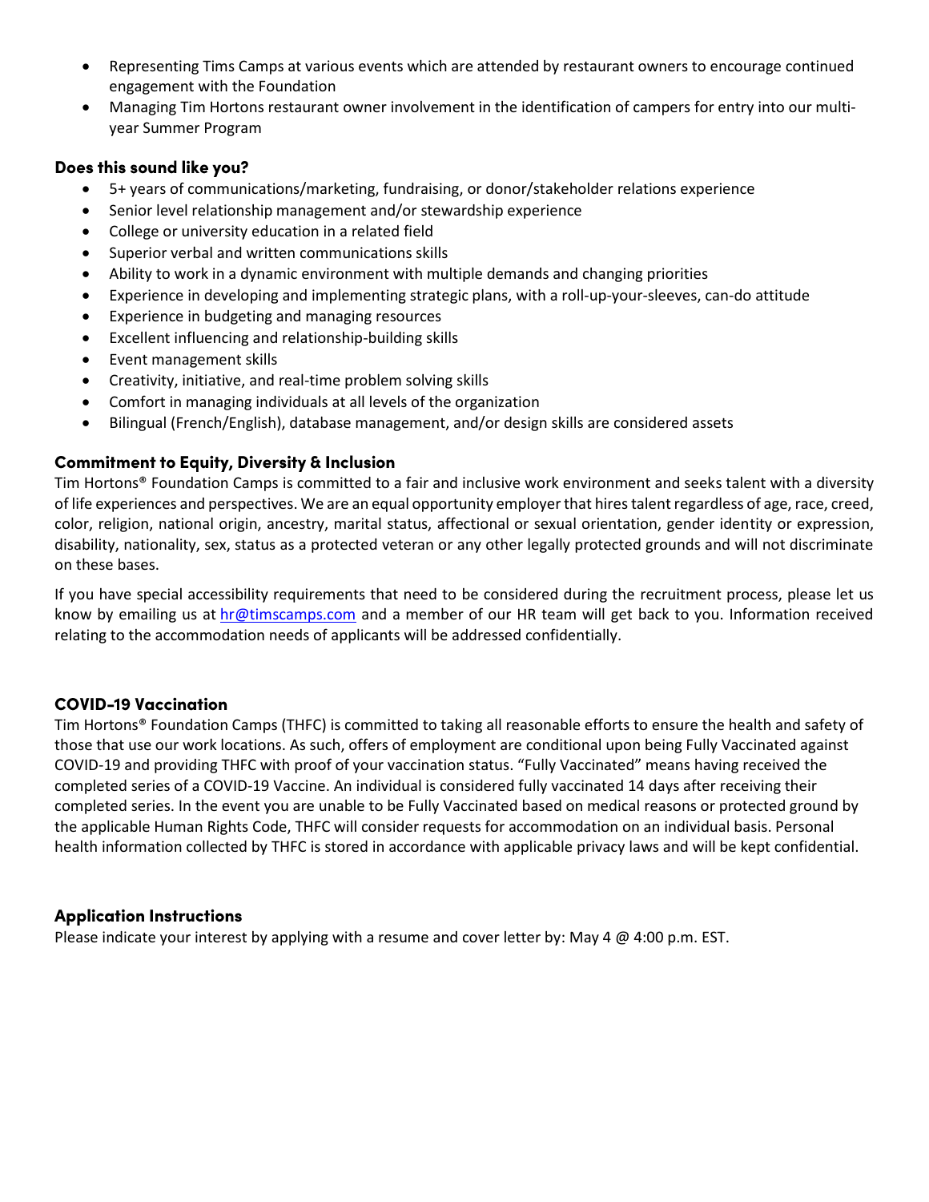- Representing Tims Camps at various events which are attended by restaurant owners to encourage continued engagement with the Foundation
- Managing Tim Hortons restaurant owner involvement in the identification of campers for entry into our multi-year Summer Program

### Does this sound like you?

- 5+ years of communications/marketing, fundraising, or donor/stakeholder relations experience
- Senior level relationship management and/or stewardship experience
- College or university education in a related field
- Superior verbal and written communications skills
- Ability to work in a dynamic environment with multiple demands and changing priorities
- Experience in developing and implementing strategic plans, with a roll-up-your-sleeves, can-do attitude
- Experience in budgeting and managing resources
- Excellent influencing and relationship-building skills
- Event management skills
- Creativity, initiative, and real-time problem solving skills
- Comfort in managing individuals at all levels of the organization
- Bilingual (French/English), database management, and/or design skills are considered assets

### Commitment to Equity, Diversity & Inclusion

Tim Hortons® Foundation Camps is committed to a fair and inclusive work environment and seeks talent with a diversity of life experiences and perspectives. We are an equal opportunity employer that hires talent regardless of age, race, creed, color, religion, national origin, ancestry, marital status, affectional or sexual orientation, gender identity or expression, disability, nationality, sex, status as a protected veteran or any other legally protected grounds and will not discriminate on these bases.

If you have special accessibility requirements that need to be considered during the recruitment process, please let us know by emailing us at hr@timscamps.com and a member of our HR team will get back to you. Information received relating to the accommodation needs of applicants will be addressed confidentially.

### COVID-19 Vaccination

Tim Hortons® Foundation Camps (THFC) is committed to taking all reasonable efforts to ensure the health and safety of those that use our work locations. As such, offers of employment are conditional upon being Fully Vaccinated against COVID-19 and providing THFC with proof of your vaccination status. "Fully Vaccinated" means having received the completed series of a COVID-19 Vaccine. An individual is considered fully vaccinated 14 days after receiving their completed series. In the event you are unable to be Fully Vaccinated based on medical reasons or protected ground by the applicable Human Rights Code, THFC will consider requests for accommodation on an individual basis. Personal health information collected by THFC is stored in accordance with applicable privacy laws and will be kept confidential.

### Application Instructions

Please indicate your interest by applying with a resume and cover letter by: May 4 @ 4:00 p.m. EST.